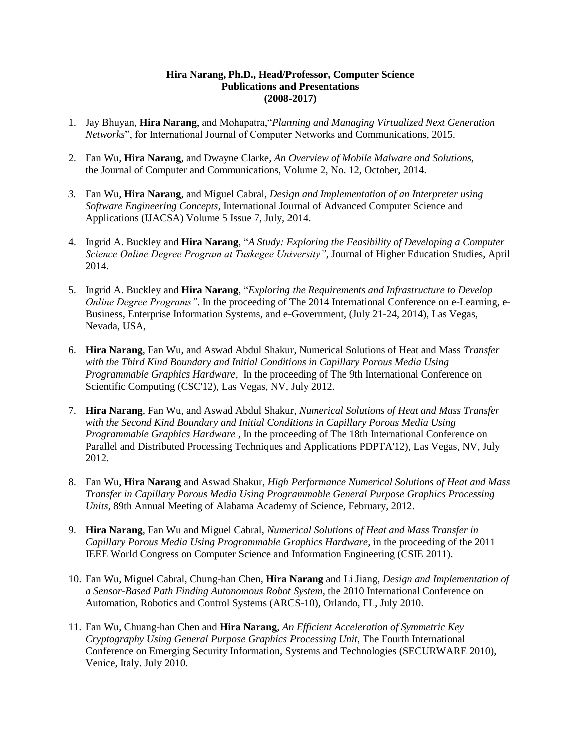**Hira Narang, Ph.D., Head/Professor, Computer Science**
**Publications and Presentations**
**(2008-2017)**

1. Jay Bhuyan, **Hira Narang**, and Mohapatra,"*Planning and Managing Virtualized Next Generation Networks*", for International Journal of Computer Networks and Communications, 2015.

2. Fan Wu, **Hira Narang**, and Dwayne Clarke, *An Overview of Mobile Malware and Solutions*, the Journal of Computer and Communications, Volume 2, No. 12, October, 2014.

3. Fan Wu, **Hira Narang**, and Miguel Cabral, *Design and Implementation of an Interpreter using Software Engineering Concepts*, International Journal of Advanced Computer Science and Applications (IJACSA) Volume 5 Issue 7, July, 2014.

4. Ingrid A. Buckley and **Hira Narang**, "*A Study: Exploring the Feasibility of Developing a Computer Science Online Degree Program at Tuskegee University"*, Journal of Higher Education Studies, April 2014.

5. Ingrid A. Buckley and **Hira Narang**, "*Exploring the Requirements and Infrastructure to Develop Online Degree Programs"*. In the proceeding of The 2014 International Conference on e-Learning, e-Business, Enterprise Information Systems, and e-Government, (July 21-24, 2014), Las Vegas, Nevada, USA,

6. **Hira Narang**, Fan Wu, and Aswad Abdul Shakur, Numerical Solutions of Heat and Mass *Transfer with the Third Kind Boundary and Initial Conditions in Capillary Porous Media Using Programmable Graphics Hardware*, In the proceeding of The 9th International Conference on Scientific Computing (CSC'12), Las Vegas, NV, July 2012.

7. **Hira Narang**, Fan Wu, and Aswad Abdul Shakur, *Numerical Solutions of Heat and Mass Transfer with the Second Kind Boundary and Initial Conditions in Capillary Porous Media Using Programmable Graphics Hardware* , In the proceeding of The 18th International Conference on Parallel and Distributed Processing Techniques and Applications PDPTA'12), Las Vegas, NV, July 2012.

8. Fan Wu, **Hira Narang** and Aswad Shakur, *High Performance Numerical Solutions of Heat and Mass Transfer in Capillary Porous Media Using Programmable General Purpose Graphics Processing Units*, 89th Annual Meeting of Alabama Academy of Science, February, 2012.

9. **Hira Narang**, Fan Wu and Miguel Cabral, *Numerical Solutions of Heat and Mass Transfer in Capillary Porous Media Using Programmable Graphics Hardware*, in the proceeding of the 2011 IEEE World Congress on Computer Science and Information Engineering (CSIE 2011).

10. Fan Wu, Miguel Cabral, Chung-han Chen, **Hira Narang** and Li Jiang, *Design and Implementation of a Sensor-Based Path Finding Autonomous Robot System*, the 2010 International Conference on Automation, Robotics and Control Systems (ARCS-10), Orlando, FL, July 2010.

11. Fan Wu, Chuang-han Chen and **Hira Narang**, *An Efficient Acceleration of Symmetric Key Cryptography Using General Purpose Graphics Processing Unit*, The Fourth International Conference on Emerging Security Information, Systems and Technologies (SECURWARE 2010), Venice, Italy. July 2010.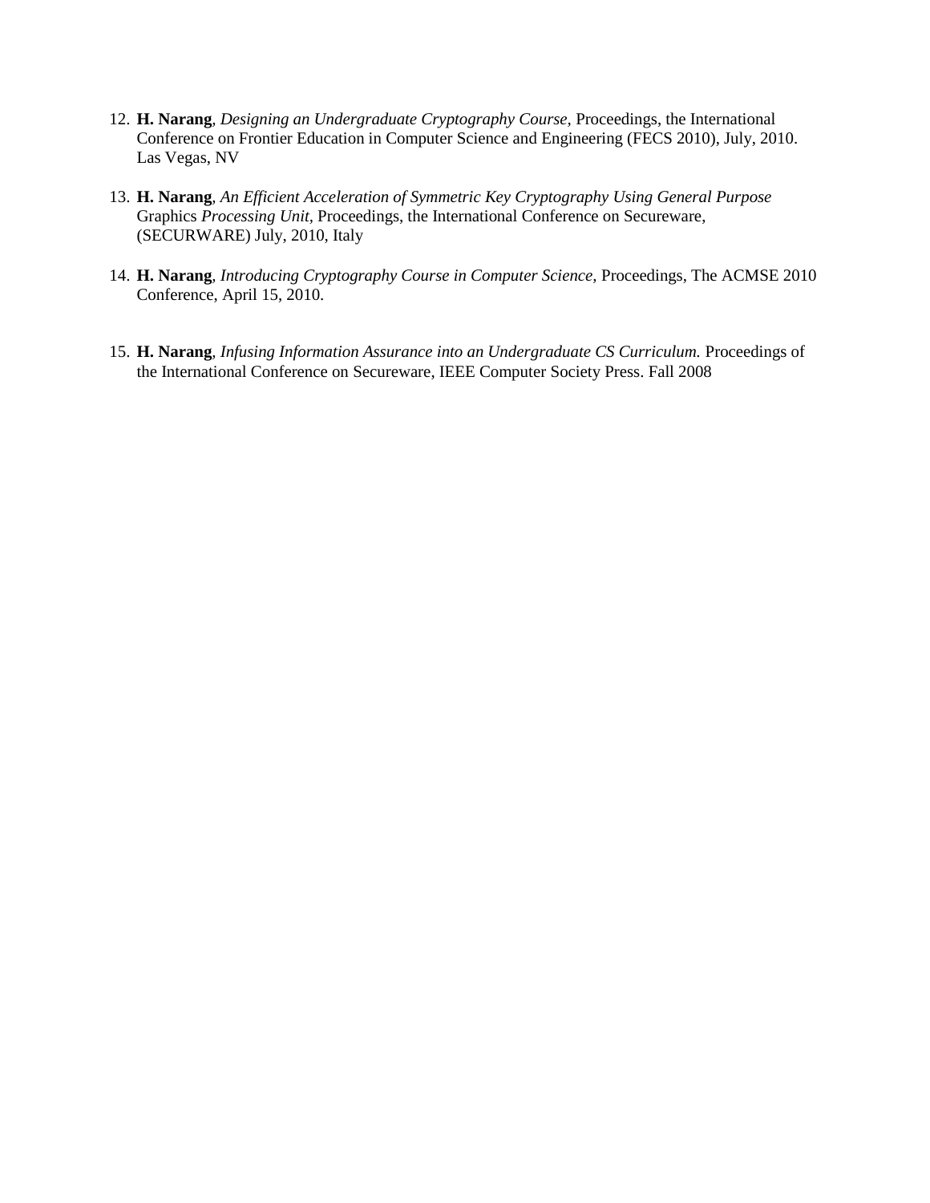12. **H. Narang**, *Designing an Undergraduate Cryptography Course,* Proceedings, the International Conference on Frontier Education in Computer Science and Engineering (FECS 2010), July, 2010. Las Vegas, NV

13. **H. Narang**, *An Efficient Acceleration of Symmetric Key Cryptography Using General Purpose* Graphics *Processing Unit,* Proceedings, the International Conference on Secureware, (SECURWARE) July, 2010, Italy

14. **H. Narang**, *Introducing Cryptography Course in Computer Science,* Proceedings, The ACMSE 2010 Conference, April 15, 2010.

15. **H. Narang**, *Infusing Information Assurance into an Undergraduate CS Curriculum.* Proceedings of the International Conference on Secureware, IEEE Computer Society Press. Fall 2008